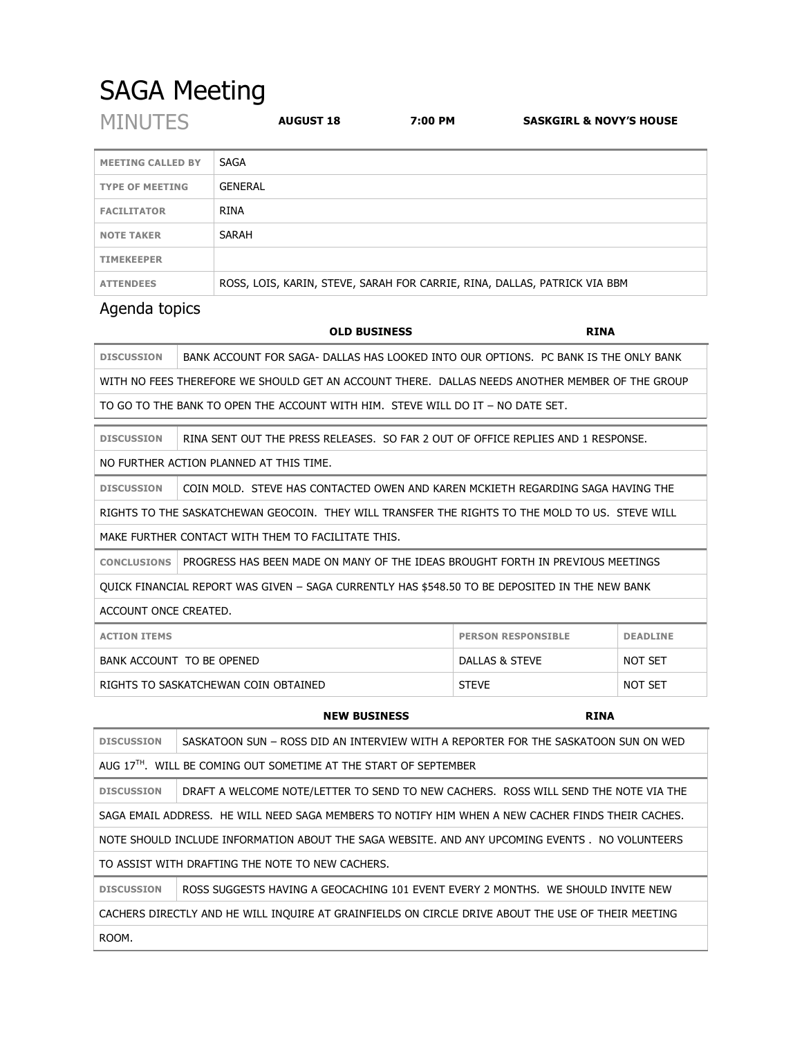# SAGA Meeting

MINUTES **AUGUST 18** **7:00 PM** **SASKGIRL & NOVY'S HOUSE**

| | |
|---|---|
| **MEETING CALLED BY** | SAGA |
| **TYPE OF MEETING** | GENERAL |
| **FACILITATOR** | RINA |
| **NOTE TAKER** | SARAH |
| **TIMEKEEPER** | |
| **ATTENDEES** | ROSS, LOIS, KARIN, STEVE, SARAH FOR CARRIE, RINA, DALLAS, PATRICK VIA BBM |

## Agenda topics

### OLD BUSINESS — RINA

**DISCUSSION** BANK ACCOUNT FOR SAGA- DALLAS HAS LOOKED INTO OUR OPTIONS. PC BANK IS THE ONLY BANK WITH NO FEES THEREFORE WE SHOULD GET AN ACCOUNT THERE. DALLAS NEEDS ANOTHER MEMBER OF THE GROUP TO GO TO THE BANK TO OPEN THE ACCOUNT WITH HIM. STEVE WILL DO IT – NO DATE SET.

**DISCUSSION** RINA SENT OUT THE PRESS RELEASES. SO FAR 2 OUT OF OFFICE REPLIES AND 1 RESPONSE. NO FURTHER ACTION PLANNED AT THIS TIME.

**DISCUSSION** COIN MOLD. STEVE HAS CONTACTED OWEN AND KAREN MCKIETH REGARDING SAGA HAVING THE RIGHTS TO THE SASKATCHEWAN GEOCOIN. THEY WILL TRANSFER THE RIGHTS TO THE MOLD TO US. STEVE WILL MAKE FURTHER CONTACT WITH THEM TO FACILITATE THIS.

**CONCLUSIONS** PROGRESS HAS BEEN MADE ON MANY OF THE IDEAS BROUGHT FORTH IN PREVIOUS MEETINGS QUICK FINANCIAL REPORT WAS GIVEN – SAGA CURRENTLY HAS $548.50 TO BE DEPOSITED IN THE NEW BANK ACCOUNT ONCE CREATED.

| ACTION ITEMS | PERSON RESPONSIBLE | DEADLINE |
|---|---|---|
| BANK ACCOUNT TO BE OPENED | DALLAS & STEVE | NOT SET |
| RIGHTS TO SASKATCHEWAN COIN OBTAINED | STEVE | NOT SET |

### NEW BUSINESS — RINA

**DISCUSSION** SASKATOON SUN – ROSS DID AN INTERVIEW WITH A REPORTER FOR THE SASKATOON SUN ON WED AUG 17TH. WILL BE COMING OUT SOMETIME AT THE START OF SEPTEMBER

**DISCUSSION** DRAFT A WELCOME NOTE/LETTER TO SEND TO NEW CACHERS. ROSS WILL SEND THE NOTE VIA THE SAGA EMAIL ADDRESS. HE WILL NEED SAGA MEMBERS TO NOTIFY HIM WHEN A NEW CACHER FINDS THEIR CACHES. NOTE SHOULD INCLUDE INFORMATION ABOUT THE SAGA WEBSITE. AND ANY UPCOMING EVENTS . NO VOLUNTEERS TO ASSIST WITH DRAFTING THE NOTE TO NEW CACHERS.

**DISCUSSION** ROSS SUGGESTS HAVING A GEOCACHING 101 EVENT EVERY 2 MONTHS. WE SHOULD INVITE NEW CACHERS DIRECTLY AND HE WILL INQUIRE AT GRAINFIELDS ON CIRCLE DRIVE ABOUT THE USE OF THEIR MEETING ROOM.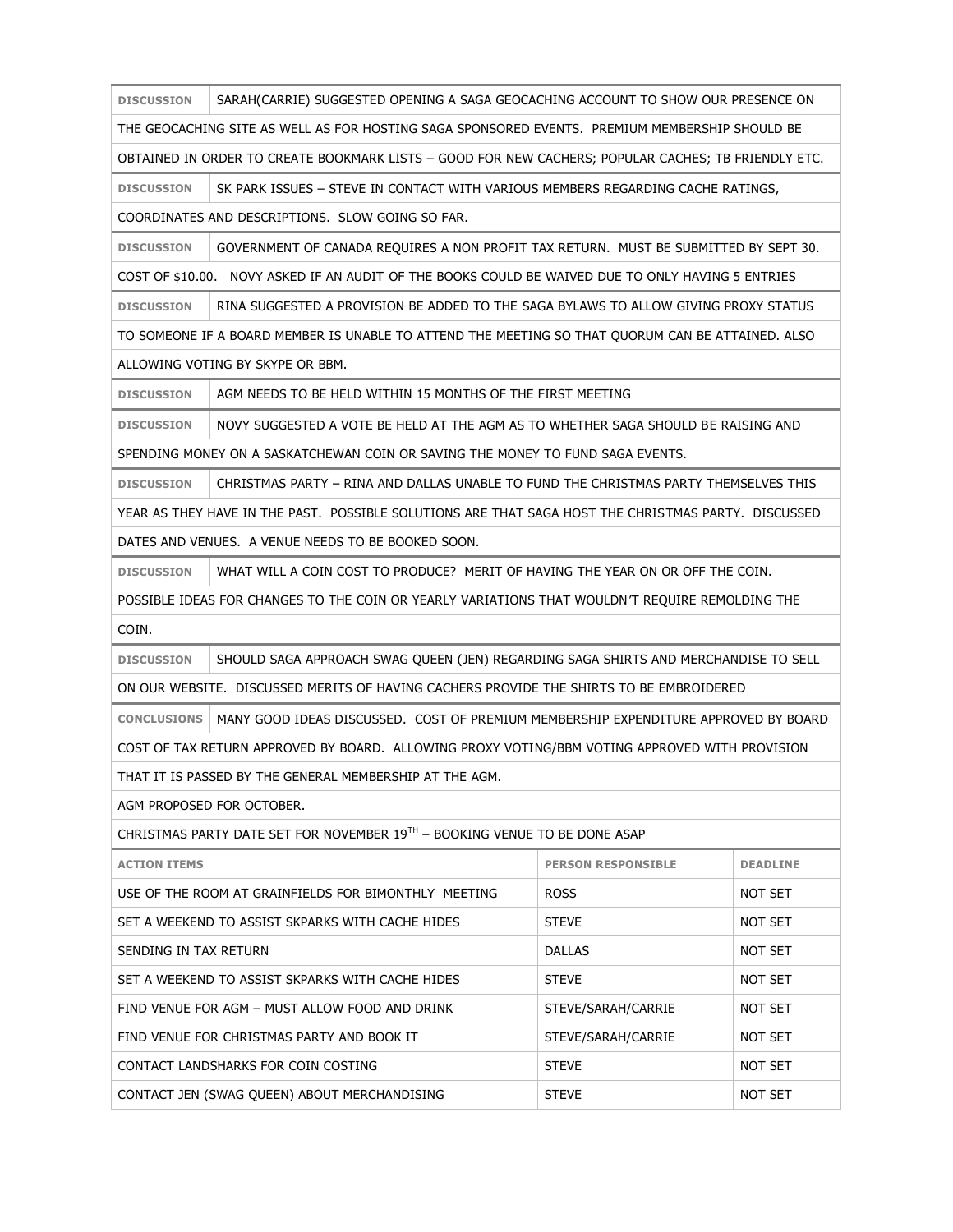| | |
|---|---|
| **DISCUSSION** | SARAH(CARRIE) SUGGESTED OPENING A SAGA GEOCACHING ACCOUNT TO SHOW OUR PRESENCE ON THE GEOCACHING SITE AS WELL AS FOR HOSTING SAGA SPONSORED EVENTS. PREMIUM MEMBERSHIP SHOULD BE OBTAINED IN ORDER TO CREATE BOOKMARK LISTS – GOOD FOR NEW CACHERS; POPULAR CACHES; TB FRIENDLY ETC. |
| **DISCUSSION** | SK PARK ISSUES – STEVE IN CONTACT WITH VARIOUS MEMBERS REGARDING CACHE RATINGS, COORDINATES AND DESCRIPTIONS. SLOW GOING SO FAR. |
| **DISCUSSION** | GOVERNMENT OF CANADA REQUIRES A NON PROFIT TAX RETURN. MUST BE SUBMITTED BY SEPT 30. COST OF $10.00. NOVY ASKED IF AN AUDIT OF THE BOOKS COULD BE WAIVED DUE TO ONLY HAVING 5 ENTRIES |
| **DISCUSSION** | RINA SUGGESTED A PROVISION BE ADDED TO THE SAGA BYLAWS TO ALLOW GIVING PROXY STATUS TO SOMEONE IF A BOARD MEMBER IS UNABLE TO ATTEND THE MEETING SO THAT QUORUM CAN BE ATTAINED. ALSO ALLOWING VOTING BY SKYPE OR BBM. |
| **DISCUSSION** | AGM NEEDS TO BE HELD WITHIN 15 MONTHS OF THE FIRST MEETING |
| **DISCUSSION** | NOVY SUGGESTED A VOTE BE HELD AT THE AGM AS TO WHETHER SAGA SHOULD BE RAISING AND SPENDING MONEY ON A SASKATCHEWAN COIN OR SAVING THE MONEY TO FUND SAGA EVENTS. |
| **DISCUSSION** | CHRISTMAS PARTY – RINA AND DALLAS UNABLE TO FUND THE CHRISTMAS PARTY THEMSELVES THIS YEAR AS THEY HAVE IN THE PAST. POSSIBLE SOLUTIONS ARE THAT SAGA HOST THE CHRISTMAS PARTY. DISCUSSED DATES AND VENUES. A VENUE NEEDS TO BE BOOKED SOON. |
| **DISCUSSION** | WHAT WILL A COIN COST TO PRODUCE? MERIT OF HAVING THE YEAR ON OR OFF THE COIN. POSSIBLE IDEAS FOR CHANGES TO THE COIN OR YEARLY VARIATIONS THAT WOULDN'T REQUIRE REMOLDING THE COIN. |
| **DISCUSSION** | SHOULD SAGA APPROACH SWAG QUEEN (JEN) REGARDING SAGA SHIRTS AND MERCHANDISE TO SELL ON OUR WEBSITE. DISCUSSED MERITS OF HAVING CACHERS PROVIDE THE SHIRTS TO BE EMBROIDERED |
| **CONCLUSIONS** | MANY GOOD IDEAS DISCUSSED. COST OF PREMIUM MEMBERSHIP EXPENDITURE APPROVED BY BOARD COST OF TAX RETURN APPROVED BY BOARD. ALLOWING PROXY VOTING/BBM VOTING APPROVED WITH PROVISION THAT IT IS PASSED BY THE GENERAL MEMBERSHIP AT THE AGM. AGM PROPOSED FOR OCTOBER. CHRISTMAS PARTY DATE SET FOR NOVEMBER 19TH – BOOKING VENUE TO BE DONE ASAP |

| ACTION ITEMS | PERSON RESPONSIBLE | DEADLINE |
|---|---|---|
| USE OF THE ROOM AT GRAINFIELDS FOR BIMONTHLY MEETING | ROSS | NOT SET |
| SET A WEEKEND TO ASSIST SKPARKS WITH CACHE HIDES | STEVE | NOT SET |
| SENDING IN TAX RETURN | DALLAS | NOT SET |
| SET A WEEKEND TO ASSIST SKPARKS WITH CACHE HIDES | STEVE | NOT SET |
| FIND VENUE FOR AGM – MUST ALLOW FOOD AND DRINK | STEVE/SARAH/CARRIE | NOT SET |
| FIND VENUE FOR CHRISTMAS PARTY AND BOOK IT | STEVE/SARAH/CARRIE | NOT SET |
| CONTACT LANDSHARKS FOR COIN COSTING | STEVE | NOT SET |
| CONTACT JEN (SWAG QUEEN) ABOUT MERCHANDISING | STEVE | NOT SET |